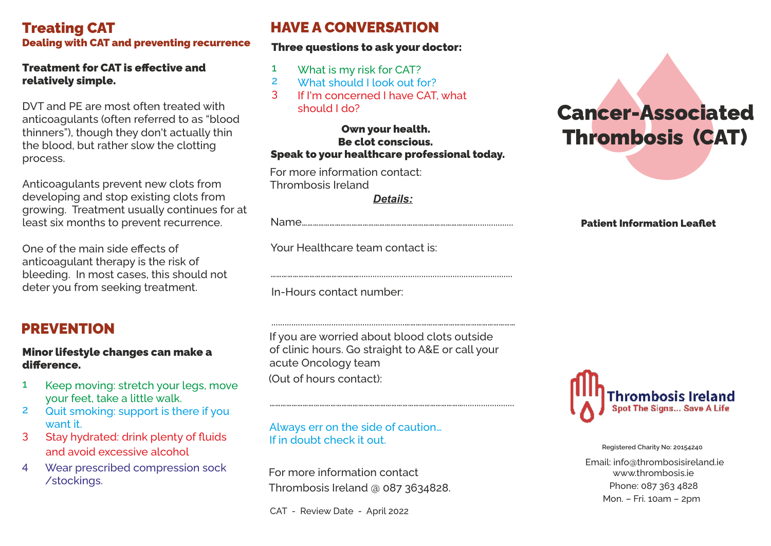## Treating CAT

**Dealing with CAT and preventing recurrence**

**Treatment for CAT is effective and relatively simple.**

DVT and PE are most often treated with anticoagulants (often referred to as "blood thinners"), though they don't actually thin the blood, but rather slow the clotting process.

Anticoagulants prevent new clots from developing and stop existing clots from growing. Treatment usually continues for at least six months to prevent recurrence.

One of the main side effects of anticoagulant therapy is the risk of bleeding. In most cases, this should not deter you from seeking treatment.

## PREVENTION

**Minor lifestyle changes can make a difference.**

1. Keep moving: stretch your legs, move your feet, take a little walk.
2. Quit smoking: support is there if you want it.
3. Stay hydrated: drink plenty of fluids and avoid excessive alcohol
4. Wear prescribed compression sock /stockings.

## HAVE A CONVERSATION

**Three questions to ask your doctor:**

1. What is my risk for CAT?
2. What should I look out for?
3. If I'm concerned I have CAT, what should I do?

**Own your health.**
**Be clot conscious.**
**Speak to your healthcare professional today.**

For more information contact:
Thrombosis Ireland

***Details:***

Name..........................................................................................................

Your Healthcare team contact is:

..................................................................................................................

In-Hours contact number:

..................................................................................................................

If you are worried about blood clots outside of clinic hours. Go straight to A&E or call your acute Oncology team
(Out of hours contact):

..................................................................................................................

Always err on the side of caution…
If in doubt check it out.

For more information contact
Thrombosis Ireland @ 087 3634828.

CAT - Review Date - April 2022

# Cancer-Associated Thrombosis (CAT)

**Patient Information Leaflet**

Thrombosis Ireland
Spot The Signs... Save A Life

Registered Charity No: 20154240

Email: info@thrombosisireland.ie
www.thrombosis.ie
Phone: 087 363 4828
Mon. – Fri. 10am – 2pm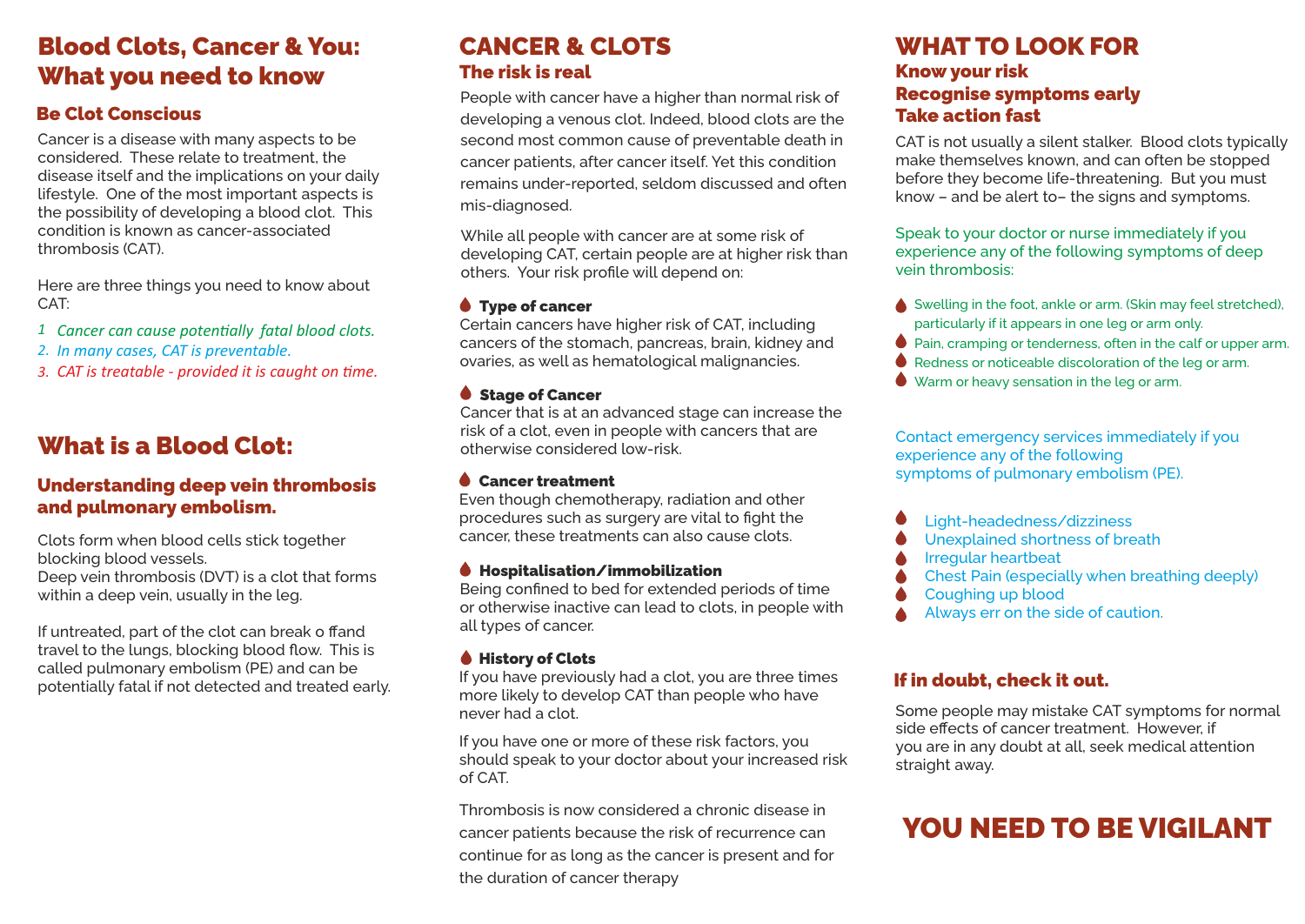# Blood Clots, Cancer & You: What you need to know

### Be Clot Conscious

Cancer is a disease with many aspects to be considered. These relate to treatment, the disease itself and the implications on your daily lifestyle. One of the most important aspects is the possibility of developing a blood clot. This condition is known as cancer-associated thrombosis (CAT).

Here are three things you need to know about CAT:

1. *Cancer can cause potentially fatal blood clots.*
2. *In many cases, CAT is preventable.*
3. *CAT is treatable - provided it is caught on time.*

## What is a Blood Clot:

### Understanding deep vein thrombosis and pulmonary embolism.

Clots form when blood cells stick together blocking blood vessels.
Deep vein thrombosis (DVT) is a clot that forms within a deep vein, usually in the leg.

If untreated, part of the clot can break o ffand travel to the lungs, blocking blood flow. This is called pulmonary embolism (PE) and can be potentially fatal if not detected and treated early.

## CANCER & CLOTS

### The risk is real

People with cancer have a higher than normal risk of developing a venous clot. Indeed, blood clots are the second most common cause of preventable death in cancer patients, after cancer itself. Yet this condition remains under-reported, seldom discussed and often mis-diagnosed.

While all people with cancer are at some risk of developing CAT, certain people are at higher risk than others. Your risk profile will depend on:

**Type of cancer**
Certain cancers have higher risk of CAT, including cancers of the stomach, pancreas, brain, kidney and ovaries, as well as hematological malignancies.

**Stage of Cancer**
Cancer that is at an advanced stage can increase the risk of a clot, even in people with cancers that are otherwise considered low-risk.

**Cancer treatment**
Even though chemotherapy, radiation and other procedures such as surgery are vital to fight the cancer, these treatments can also cause clots.

**Hospitalisation/immobilization**
Being confined to bed for extended periods of time or otherwise inactive can lead to clots, in people with all types of cancer.

**History of Clots**
If you have previously had a clot, you are three times more likely to develop CAT than people who have never had a clot.

If you have one or more of these risk factors, you should speak to your doctor about your increased risk of CAT.

Thrombosis is now considered a chronic disease in cancer patients because the risk of recurrence can continue for as long as the cancer is present and for the duration of cancer therapy

## WHAT TO LOOK FOR

### Know your risk
### Recognise symptoms early
### Take action fast

CAT is not usually a silent stalker. Blood clots typically make themselves known, and can often be stopped before they become life-threatening. But you must know – and be alert to– the signs and symptoms.

Speak to your doctor or nurse immediately if you experience any of the following symptoms of deep vein thrombosis:

- Swelling in the foot, ankle or arm. (Skin may feel stretched), particularly if it appears in one leg or arm only.
- Pain, cramping or tenderness, often in the calf or upper arm.
- Redness or noticeable discoloration of the leg or arm.
- Warm or heavy sensation in the leg or arm.

Contact emergency services immediately if you experience any of the following symptoms of pulmonary embolism (PE).

- Light-headedness/dizziness
- Unexplained shortness of breath
- Irregular heartbeat
- Chest Pain (especially when breathing deeply)
- Coughing up blood
- Always err on the side of caution.

### If in doubt, check it out.

Some people may mistake CAT symptoms for normal side effects of cancer treatment. However, if you are in any doubt at all, seek medical attention straight away.

## YOU NEED TO BE VIGILANT